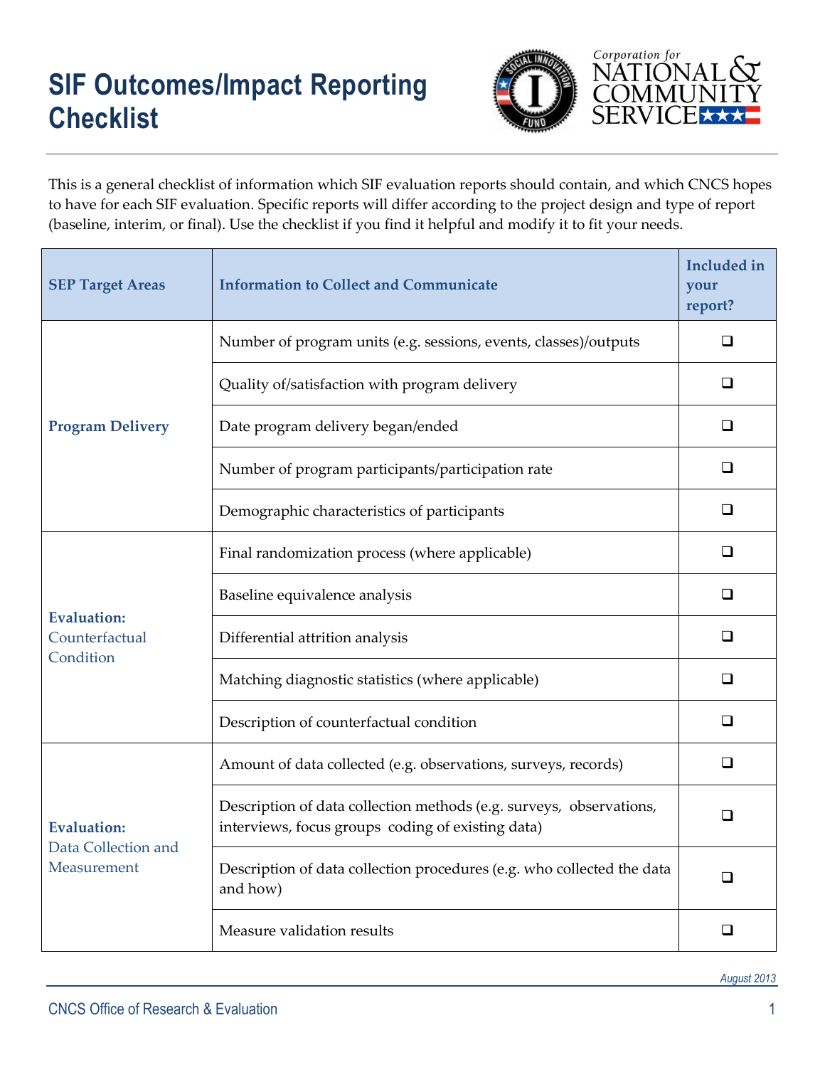# SIF Outcomes/Impact Reporting Checklist

This is a general checklist of information which SIF evaluation reports should contain, and which CNCS hopes to have for each SIF evaluation. Specific reports will differ according to the project design and type of report (baseline, interim, or final). Use the checklist if you find it helpful and modify it to fit your needs.

| SEP Target Areas | Information to Collect and Communicate | Included in your report? |
|---|---|---|
| **Program Delivery** | Number of program units (e.g. sessions, events, classes)/outputs | ❑ |
| | Quality of/satisfaction with program delivery | ❑ |
| | Date program delivery began/ended | ❑ |
| | Number of program participants/participation rate | ❑ |
| | Demographic characteristics of participants | ❑ |
| **Evaluation:** Counterfactual Condition | Final randomization process (where applicable) | ❑ |
| | Baseline equivalence analysis | ❑ |
| | Differential attrition analysis | ❑ |
| | Matching diagnostic statistics (where applicable) | ❑ |
| | Description of counterfactual condition | ❑ |
| **Evaluation:** Data Collection and Measurement | Amount of data collected (e.g. observations, surveys, records) | ❑ |
| | Description of data collection methods (e.g. surveys, observations, interviews, focus groups coding of existing data) | ❑ |
| | Description of data collection procedures (e.g. who collected the data and how) | ❑ |
| | Measure validation results | ❑ |

*August 2013*

CNCS Office of Research & Evaluation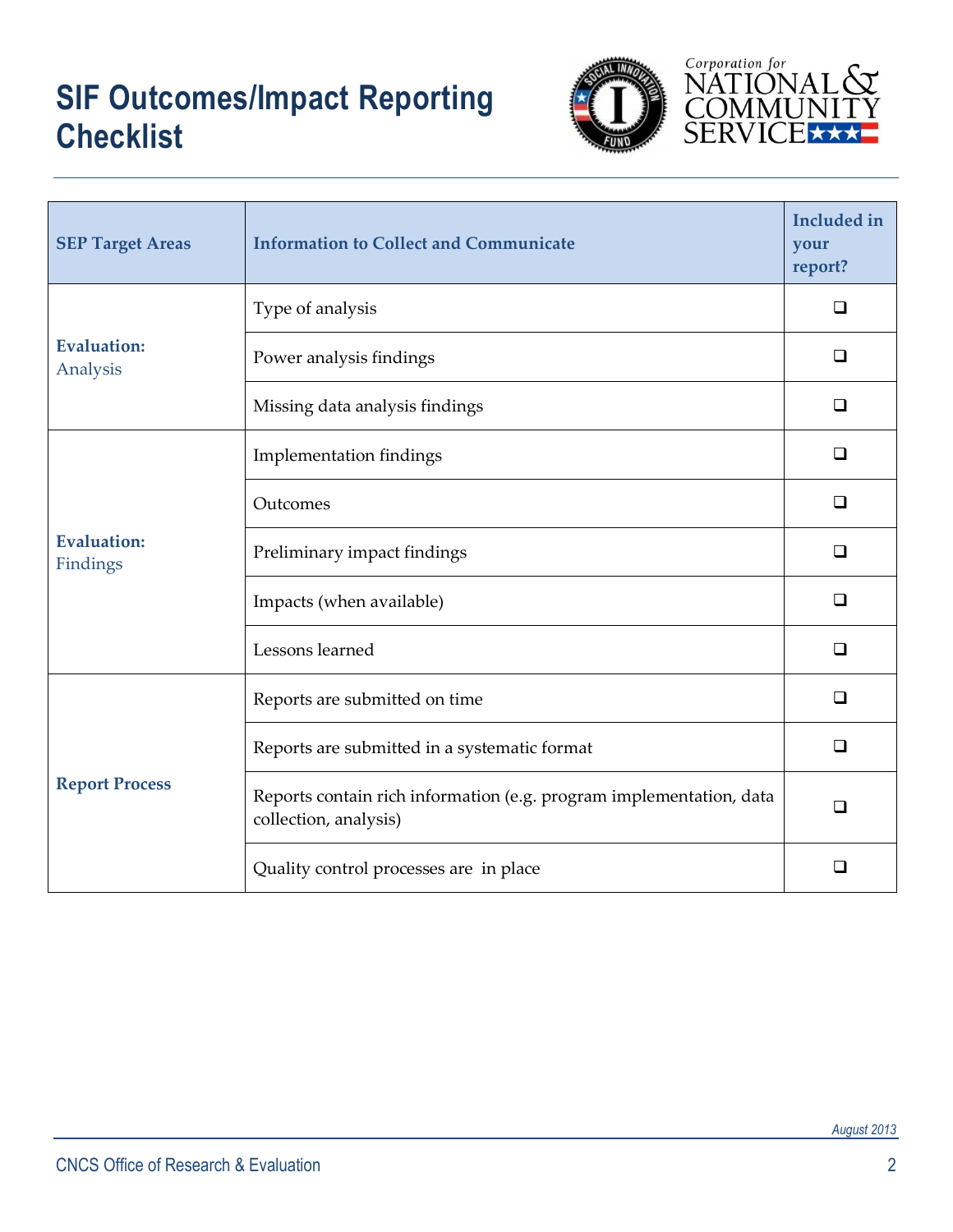# SIF Outcomes/Impact Reporting Checklist

| SEP Target Areas | Information to Collect and Communicate | Included in your report? |
|---|---|---|
| **Evaluation:** Analysis | Type of analysis | ❑ |
| | Power analysis findings | ❑ |
| | Missing data analysis findings | ❑ |
| **Evaluation:** Findings | Implementation findings | ❑ |
| | Outcomes | ❑ |
| | Preliminary impact findings | ❑ |
| | Impacts (when available) | ❑ |
| | Lessons learned | ❑ |
| **Report Process** | Reports are submitted on time | ❑ |
| | Reports are submitted in a systematic format | ❑ |
| | Reports contain rich information (e.g. program implementation, data collection, analysis) | ❑ |
| | Quality control processes are in place | ❑ |

*August 2013*

CNCS Office of Research & Evaluation